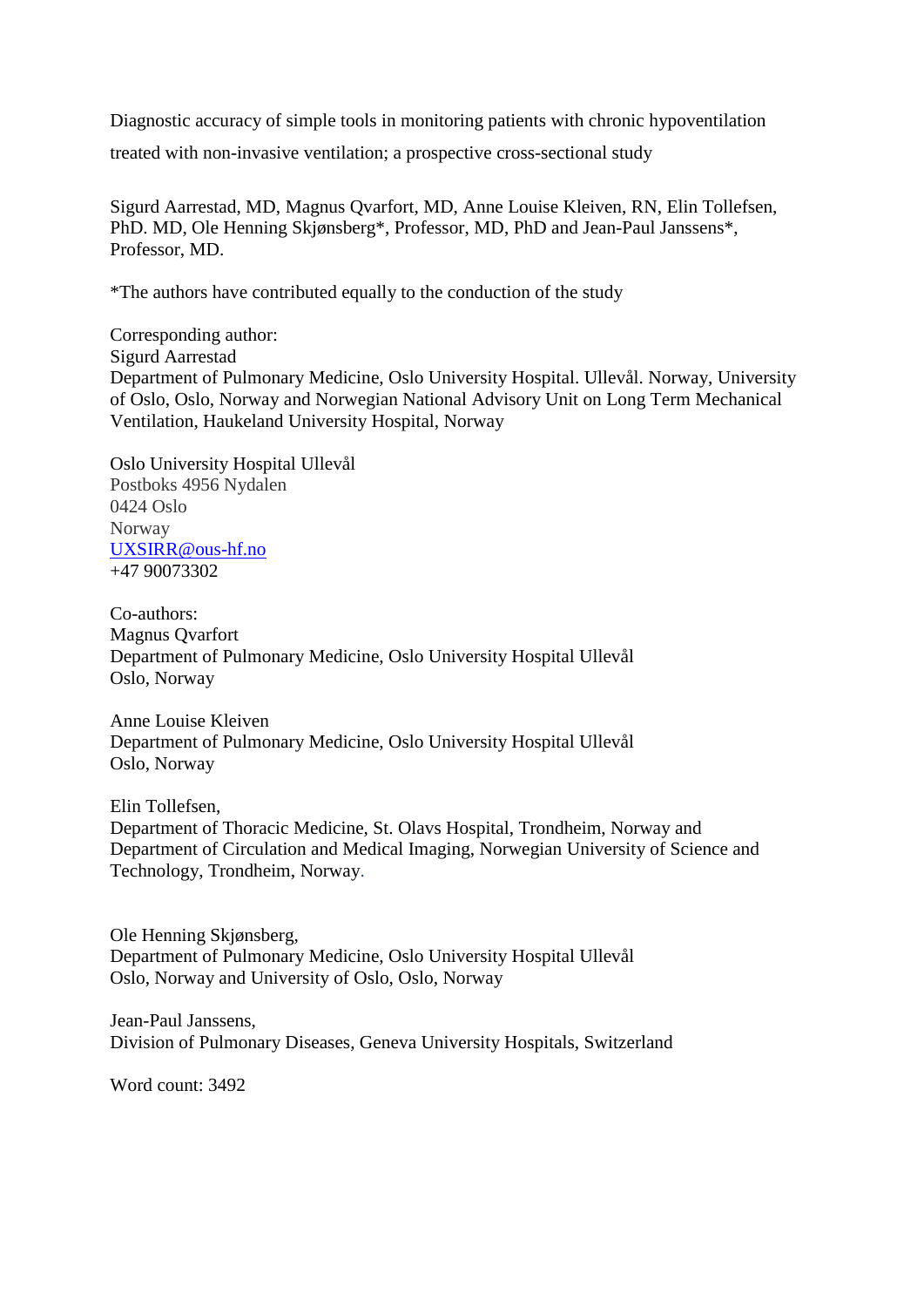# Diagnostic accuracy of simple tools in monitoring patients with chronic hypoventilation treated with non-invasive ventilation; a prospective cross-sectional study

Sigurd Aarrestad, MD, Magnus Qvarfort, MD, Anne Louise Kleiven, RN, Elin Tollefsen, PhD. MD, Ole Henning Skjønsberg*, Professor, MD, PhD and Jean-Paul Janssens*, Professor, MD.

*The authors have contributed equally to the conduction of the study

Corresponding author:
Sigurd Aarrestad
Department of Pulmonary Medicine, Oslo University Hospital. Ullevål. Norway, University of Oslo, Oslo, Norway and Norwegian National Advisory Unit on Long Term Mechanical Ventilation, Haukeland University Hospital, Norway

Oslo University Hospital Ullevål
Postboks 4956 Nydalen
0424 Oslo
Norway
UXSIRR@ous-hf.no
+47 90073302

Co-authors:
Magnus Qvarfort
Department of Pulmonary Medicine, Oslo University Hospital Ullevål
Oslo, Norway

Anne Louise Kleiven
Department of Pulmonary Medicine, Oslo University Hospital Ullevål
Oslo, Norway

Elin Tollefsen,
Department of Thoracic Medicine, St. Olavs Hospital, Trondheim, Norway and Department of Circulation and Medical Imaging, Norwegian University of Science and Technology, Trondheim, Norway.

Ole Henning Skjønsberg,
Department of Pulmonary Medicine, Oslo University Hospital Ullevål
Oslo, Norway and University of Oslo, Oslo, Norway

Jean-Paul Janssens,
Division of Pulmonary Diseases, Geneva University Hospitals, Switzerland

Word count: 3492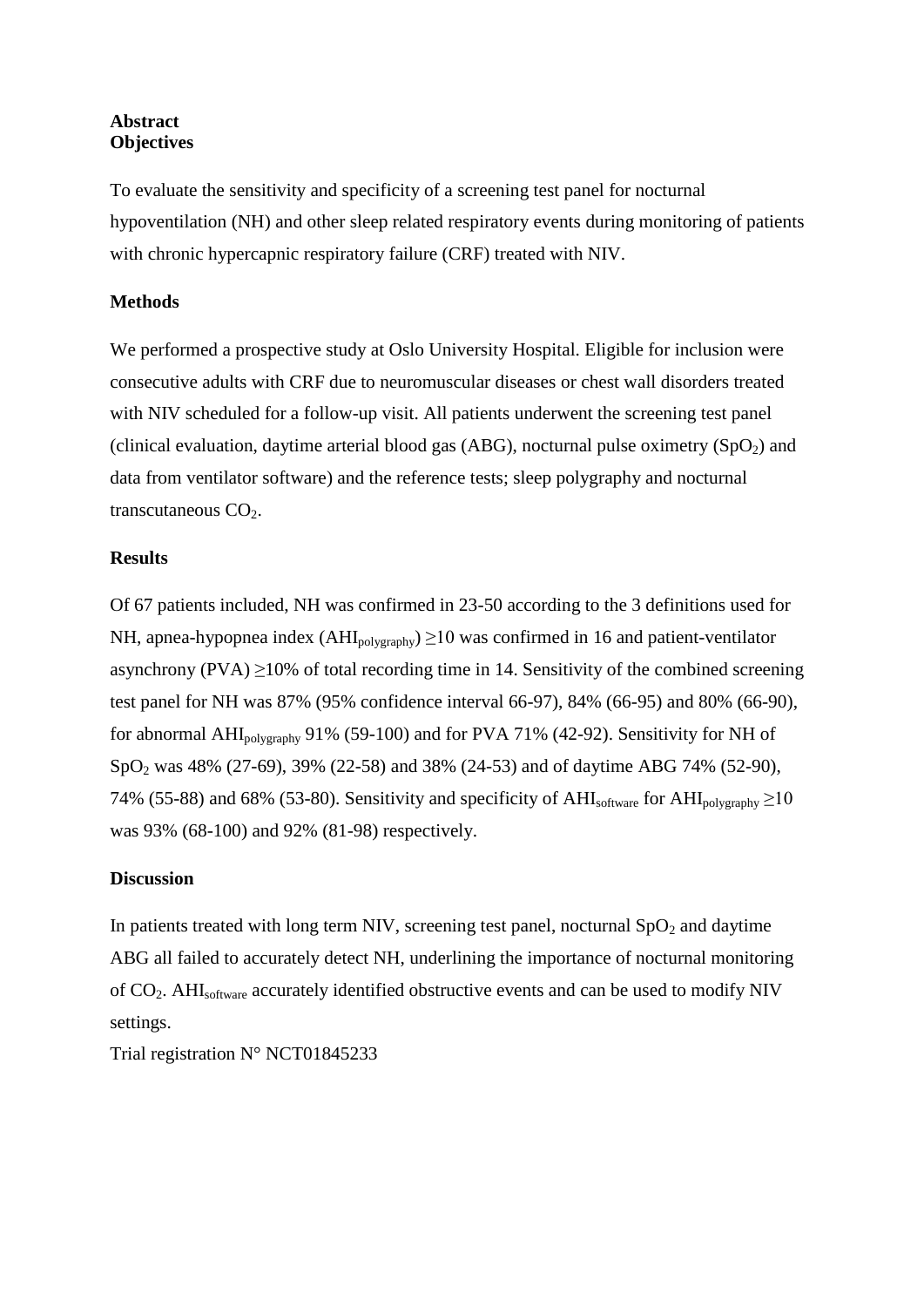## Abstract

### Objectives

To evaluate the sensitivity and specificity of a screening test panel for nocturnal hypoventilation (NH) and other sleep related respiratory events during monitoring of patients with chronic hypercapnic respiratory failure (CRF) treated with NIV.

### Methods

We performed a prospective study at Oslo University Hospital. Eligible for inclusion were consecutive adults with CRF due to neuromuscular diseases or chest wall disorders treated with NIV scheduled for a follow-up visit. All patients underwent the screening test panel (clinical evaluation, daytime arterial blood gas (ABG), nocturnal pulse oximetry ($SpO_2$) and data from ventilator software) and the reference tests; sleep polygraphy and nocturnal transcutaneous $CO_2$.

### Results

Of 67 patients included, NH was confirmed in 23-50 according to the 3 definitions used for NH, apnea-hypopnea index ($AHI_{polygraphy}$) ≥10 was confirmed in 16 and patient-ventilator asynchrony (PVA) ≥10% of total recording time in 14. Sensitivity of the combined screening test panel for NH was 87% (95% confidence interval 66-97), 84% (66-95) and 80% (66-90), for abnormal $AHI_{polygraphy}$ 91% (59-100) and for PVA 71% (42-92). Sensitivity for NH of $SpO_2$ was 48% (27-69), 39% (22-58) and 38% (24-53) and of daytime ABG 74% (52-90), 74% (55-88) and 68% (53-80). Sensitivity and specificity of $AHI_{software}$ for $AHI_{polygraphy}$ ≥10 was 93% (68-100) and 92% (81-98) respectively.

### Discussion

In patients treated with long term NIV, screening test panel, nocturnal $SpO_2$ and daytime ABG all failed to accurately detect NH, underlining the importance of nocturnal monitoring of $CO_2$. $AHI_{software}$ accurately identified obstructive events and can be used to modify NIV settings.

Trial registration N° NCT01845233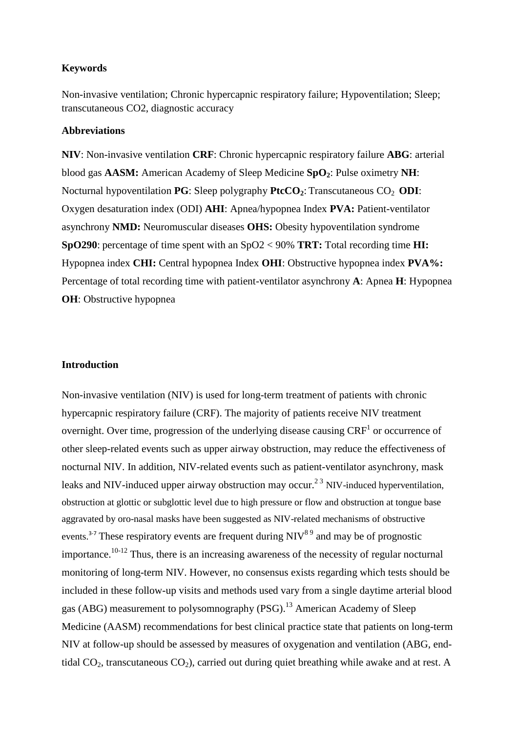**Keywords**

Non-invasive ventilation; Chronic hypercapnic respiratory failure; Hypoventilation; Sleep; transcutaneous CO2, diagnostic accuracy

**Abbreviations**

**NIV**: Non-invasive ventilation **CRF**: Chronic hypercapnic respiratory failure **ABG**: arterial blood gas **AASM:** American Academy of Sleep Medicine **$SpO_2$**: Pulse oximetry **NH**: Nocturnal hypoventilation **PG**: Sleep polygraphy **$PtcCO_2$**: Transcutaneous $CO_2$ **ODI**: Oxygen desaturation index (ODI) **AHI**: Apnea/hypopnea Index **PVA:** Patient-ventilator asynchrony **NMD:** Neuromuscular diseases **OHS:** Obesity hypoventilation syndrome **SpO290**: percentage of time spent with an SpO2 < 90% **TRT:** Total recording time **HI:** Hypopnea index **CHI:** Central hypopnea Index **OHI**: Obstructive hypopnea index **PVA%:** Percentage of total recording time with patient-ventilator asynchrony **A**: Apnea **H**: Hypopnea **OH**: Obstructive hypopnea

**Introduction**

Non-invasive ventilation (NIV) is used for long-term treatment of patients with chronic hypercapnic respiratory failure (CRF). The majority of patients receive NIV treatment overnight. Over time, progression of the underlying disease causing CRF[1] or occurrence of other sleep-related events such as upper airway obstruction, may reduce the effectiveness of nocturnal NIV. In addition, NIV-related events such as patient-ventilator asynchrony, mask leaks and NIV-induced upper airway obstruction may occur.[2 3] NIV-induced hyperventilation, obstruction at glottic or subglottic level due to high pressure or flow and obstruction at tongue base aggravated by oro-nasal masks have been suggested as NIV-related mechanisms of obstructive events.[3-7] These respiratory events are frequent during NIV[8 9] and may be of prognostic importance.[10-12] Thus, there is an increasing awareness of the necessity of regular nocturnal monitoring of long-term NIV. However, no consensus exists regarding which tests should be included in these follow-up visits and methods used vary from a single daytime arterial blood gas (ABG) measurement to polysomnography (PSG).[13] American Academy of Sleep Medicine (AASM) recommendations for best clinical practice state that patients on long-term NIV at follow-up should be assessed by measures of oxygenation and ventilation (ABG, end-tidal $CO_2$, transcutaneous $CO_2$), carried out during quiet breathing while awake and at rest. A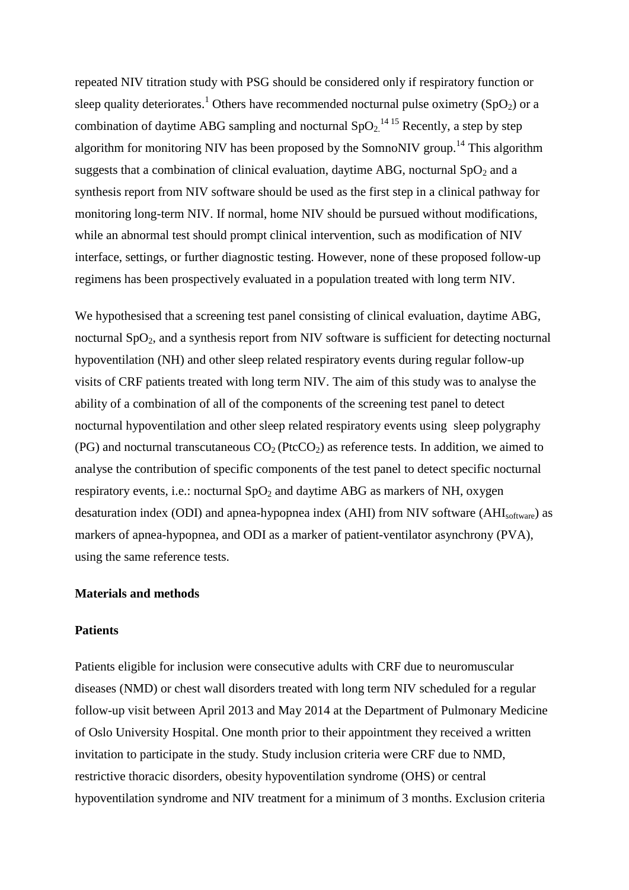repeated NIV titration study with PSG should be considered only if respiratory function or sleep quality deteriorates.[1] Others have recommended nocturnal pulse oximetry ($SpO_2$) or a combination of daytime ABG sampling and nocturnal $SpO_2$.[14 15] Recently, a step by step algorithm for monitoring NIV has been proposed by the SomnoNIV group.[14] This algorithm suggests that a combination of clinical evaluation, daytime ABG, nocturnal $SpO_2$ and a synthesis report from NIV software should be used as the first step in a clinical pathway for monitoring long-term NIV. If normal, home NIV should be pursued without modifications, while an abnormal test should prompt clinical intervention, such as modification of NIV interface, settings, or further diagnostic testing. However, none of these proposed follow-up regimens has been prospectively evaluated in a population treated with long term NIV.

We hypothesised that a screening test panel consisting of clinical evaluation, daytime ABG, nocturnal $SpO_2$, and a synthesis report from NIV software is sufficient for detecting nocturnal hypoventilation (NH) and other sleep related respiratory events during regular follow-up visits of CRF patients treated with long term NIV. The aim of this study was to analyse the ability of a combination of all of the components of the screening test panel to detect nocturnal hypoventilation and other sleep related respiratory events using sleep polygraphy (PG) and nocturnal transcutaneous $CO_2$ ($PtcCO_2$) as reference tests. In addition, we aimed to analyse the contribution of specific components of the test panel to detect specific nocturnal respiratory events, i.e.: nocturnal $SpO_2$ and daytime ABG as markers of NH, oxygen desaturation index (ODI) and apnea-hypopnea index (AHI) from NIV software ($AHI_{software}$) as markers of apnea-hypopnea, and ODI as a marker of patient-ventilator asynchrony (PVA), using the same reference tests.

## Materials and methods

### Patients

Patients eligible for inclusion were consecutive adults with CRF due to neuromuscular diseases (NMD) or chest wall disorders treated with long term NIV scheduled for a regular follow-up visit between April 2013 and May 2014 at the Department of Pulmonary Medicine of Oslo University Hospital. One month prior to their appointment they received a written invitation to participate in the study. Study inclusion criteria were CRF due to NMD, restrictive thoracic disorders, obesity hypoventilation syndrome (OHS) or central hypoventilation syndrome and NIV treatment for a minimum of 3 months. Exclusion criteria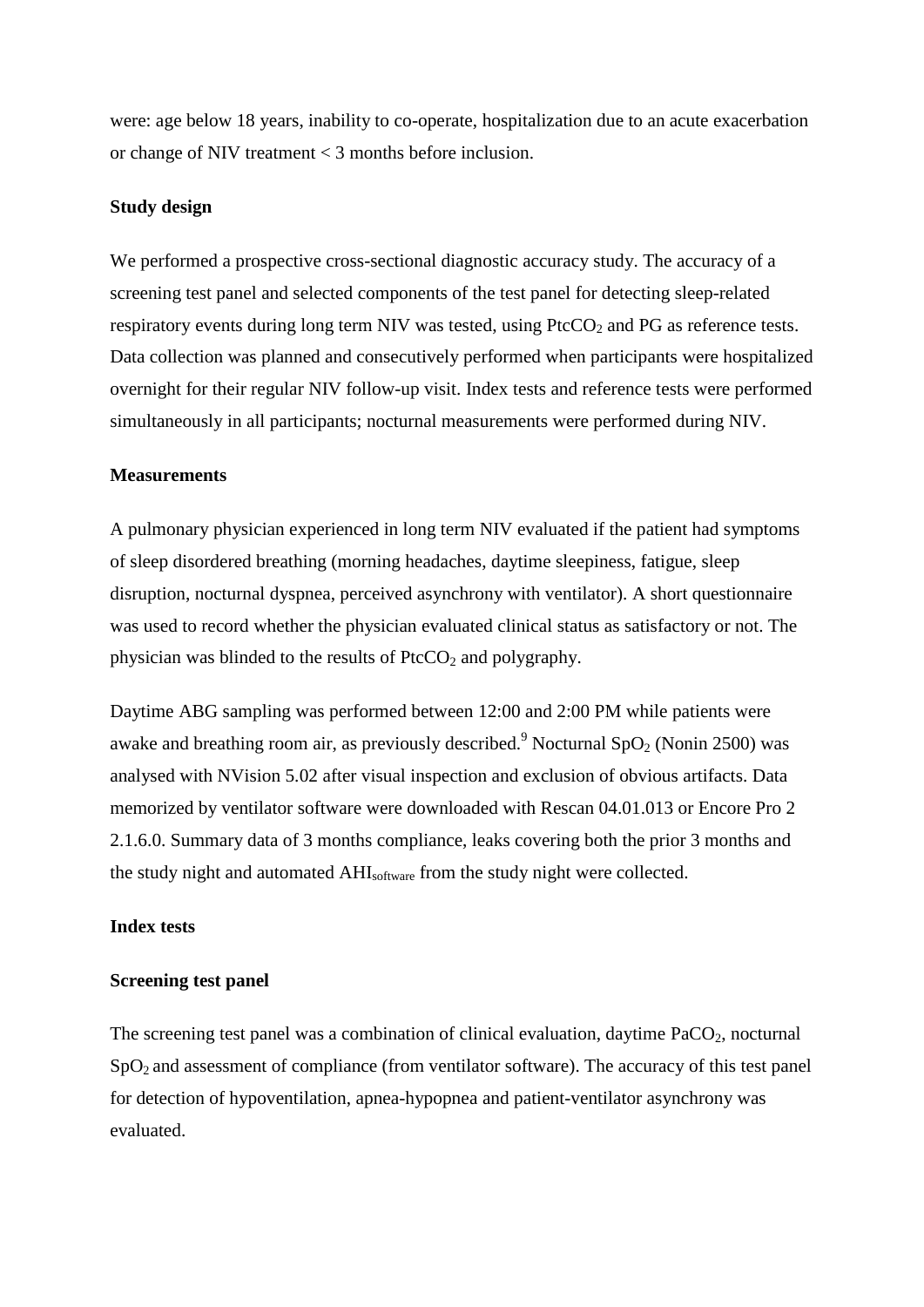were: age below 18 years, inability to co-operate, hospitalization due to an acute exacerbation or change of NIV treatment < 3 months before inclusion.

### Study design

We performed a prospective cross-sectional diagnostic accuracy study. The accuracy of a screening test panel and selected components of the test panel for detecting sleep-related respiratory events during long term NIV was tested, using $PtcCO_2$ and PG as reference tests. Data collection was planned and consecutively performed when participants were hospitalized overnight for their regular NIV follow-up visit. Index tests and reference tests were performed simultaneously in all participants; nocturnal measurements were performed during NIV.

### Measurements

A pulmonary physician experienced in long term NIV evaluated if the patient had symptoms of sleep disordered breathing (morning headaches, daytime sleepiness, fatigue, sleep disruption, nocturnal dyspnea, perceived asynchrony with ventilator). A short questionnaire was used to record whether the physician evaluated clinical status as satisfactory or not. The physician was blinded to the results of $PtcCO_2$ and polygraphy.

Daytime ABG sampling was performed between 12:00 and 2:00 PM while patients were awake and breathing room air, as previously described.[9] Nocturnal $SpO_2$ (Nonin 2500) was analysed with NVision 5.02 after visual inspection and exclusion of obvious artifacts. Data memorized by ventilator software were downloaded with Rescan 04.01.013 or Encore Pro 2 2.1.6.0. Summary data of 3 months compliance, leaks covering both the prior 3 months and the study night and automated $AHI_{software}$ from the study night were collected.

### Index tests

### Screening test panel

The screening test panel was a combination of clinical evaluation, daytime $PaCO_2$, nocturnal $SpO_2$ and assessment of compliance (from ventilator software). The accuracy of this test panel for detection of hypoventilation, apnea-hypopnea and patient-ventilator asynchrony was evaluated.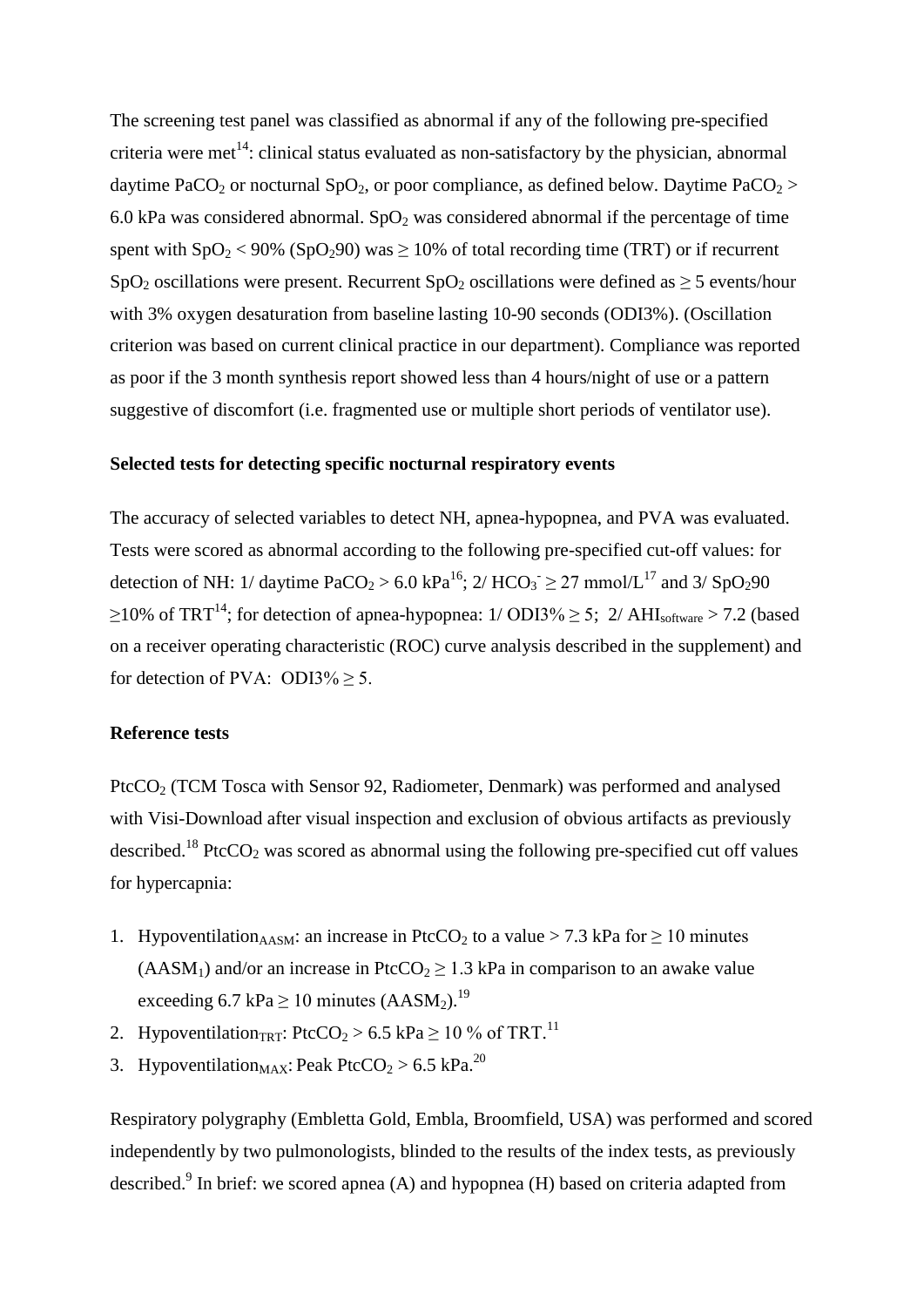The screening test panel was classified as abnormal if any of the following pre-specified criteria were met[14]: clinical status evaluated as non-satisfactory by the physician, abnormal daytime $PaCO_2$ or nocturnal $SpO_2$, or poor compliance, as defined below. Daytime $PaCO_2$ > 6.0 kPa was considered abnormal. $SpO_2$ was considered abnormal if the percentage of time spent with $SpO_2$ < 90% ($SpO_2$90) was ≥ 10% of total recording time (TRT) or if recurrent $SpO_2$ oscillations were present. Recurrent $SpO_2$ oscillations were defined as ≥ 5 events/hour with 3% oxygen desaturation from baseline lasting 10-90 seconds (ODI3%). (Oscillation criterion was based on current clinical practice in our department). Compliance was reported as poor if the 3 month synthesis report showed less than 4 hours/night of use or a pattern suggestive of discomfort (i.e. fragmented use or multiple short periods of ventilator use).

**Selected tests for detecting specific nocturnal respiratory events**

The accuracy of selected variables to detect NH, apnea-hypopnea, and PVA was evaluated. Tests were scored as abnormal according to the following pre-specified cut-off values: for detection of NH: 1/ daytime $PaCO_2$ > 6.0 kPa[16]; 2/ $HCO_3^-$ ≥ 27 mmol/L[17] and 3/ $SpO_2$90 ≥10% of TRT[14]; for detection of apnea-hypopnea: 1/ ODI3% ≥ 5; 2/ $AHI_{software}$ > 7.2 (based on a receiver operating characteristic (ROC) curve analysis described in the supplement) and for detection of PVA: ODI3% ≥ 5.

**Reference tests**

$PtcCO_2$ (TCM Tosca with Sensor 92, Radiometer, Denmark) was performed and analysed with Visi-Download after visual inspection and exclusion of obvious artifacts as previously described.[18] $PtcCO_2$ was scored as abnormal using the following pre-specified cut off values for hypercapnia:

1. $Hypoventilation_{AASM}$: an increase in $PtcCO_2$ to a value > 7.3 kPa for ≥ 10 minutes ($AASM_1$) and/or an increase in $PtcCO_2$ ≥ 1.3 kPa in comparison to an awake value exceeding 6.7 kPa ≥ 10 minutes ($AASM_2$).[19]
2. $Hypoventilation_{TRT}$: $PtcCO_2$ > 6.5 kPa ≥ 10 % of TRT.[11]
3. $Hypoventilation_{MAX}$: Peak $PtcCO_2$ > 6.5 kPa.[20]

Respiratory polygraphy (Embletta Gold, Embla, Broomfield, USA) was performed and scored independently by two pulmonologists, blinded to the results of the index tests, as previously described.[9] In brief: we scored apnea (A) and hypopnea (H) based on criteria adapted from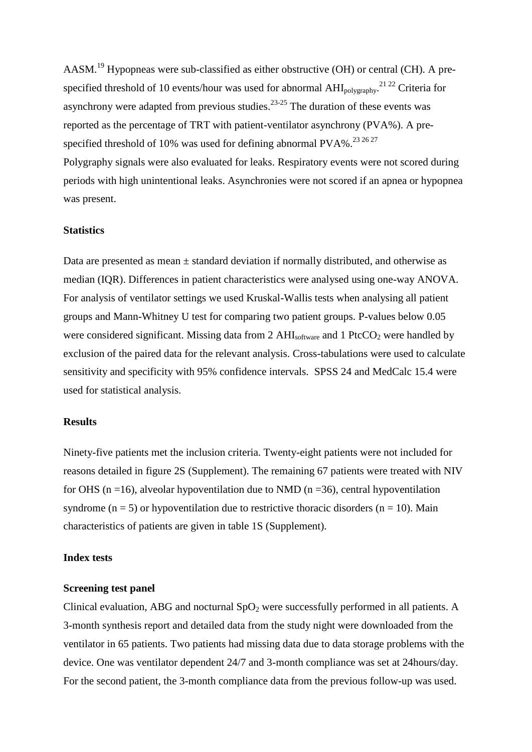AASM.[19] Hypopneas were sub-classified as either obstructive (OH) or central (CH). A pre-specified threshold of 10 events/hour was used for abnormal $AHI_{polygraphy}$.[21 22] Criteria for asynchrony were adapted from previous studies.[23-25] The duration of these events was reported as the percentage of TRT with patient-ventilator asynchrony (PVA%). A pre-specified threshold of 10% was used for defining abnormal PVA%.[23 26 27]

Polygraphy signals were also evaluated for leaks. Respiratory events were not scored during periods with high unintentional leaks. Asynchronies were not scored if an apnea or hypopnea was present.

**Statistics**

Data are presented as mean ± standard deviation if normally distributed, and otherwise as median (IQR). Differences in patient characteristics were analysed using one-way ANOVA. For analysis of ventilator settings we used Kruskal-Wallis tests when analysing all patient groups and Mann-Whitney U test for comparing two patient groups. P-values below 0.05 were considered significant. Missing data from 2 $AHI_{software}$ and 1 $PtcCO_2$ were handled by exclusion of the paired data for the relevant analysis. Cross-tabulations were used to calculate sensitivity and specificity with 95% confidence intervals. SPSS 24 and MedCalc 15.4 were used for statistical analysis.

**Results**

Ninety-five patients met the inclusion criteria. Twenty-eight patients were not included for reasons detailed in figure 2S (Supplement). The remaining 67 patients were treated with NIV for OHS (n =16), alveolar hypoventilation due to NMD (n =36), central hypoventilation syndrome (n = 5) or hypoventilation due to restrictive thoracic disorders (n = 10). Main characteristics of patients are given in table 1S (Supplement).

**Index tests**

**Screening test panel**

Clinical evaluation, ABG and nocturnal $SpO_2$ were successfully performed in all patients. A 3-month synthesis report and detailed data from the study night were downloaded from the ventilator in 65 patients. Two patients had missing data due to data storage problems with the device. One was ventilator dependent 24/7 and 3-month compliance was set at 24hours/day. For the second patient, the 3-month compliance data from the previous follow-up was used.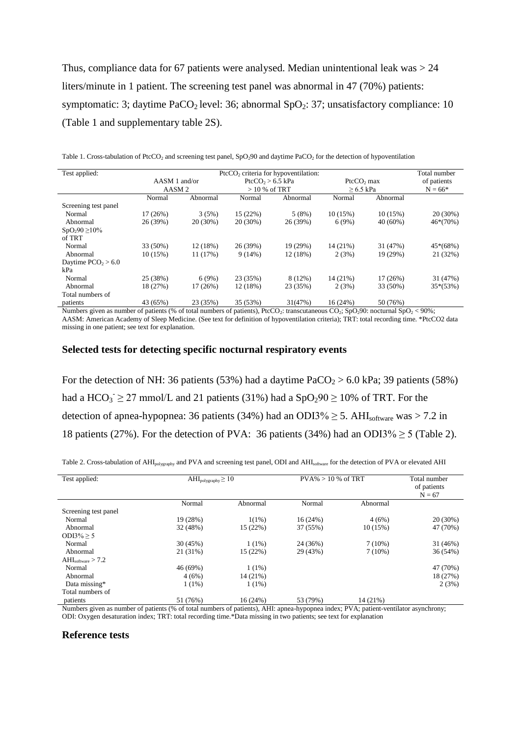Thus, compliance data for 67 patients were analysed. Median unintentional leak was > 24 liters/minute in 1 patient. The screening test panel was abnormal in 47 (70%) patients: symptomatic: 3; daytime $PaCO_2$ level: 36; abnormal $SpO_2$: 37; unsatisfactory compliance: 10 (Table 1 and supplementary table 2S).

Table 1. Cross-tabulation of $PtcCO_2$ and screening test panel, $SpO_2$90 and daytime $PaCO_2$ for the detection of hypoventilation

| Test applied: | $PtcCO_2$ criteria for hypoventilation: | | | | | | Total number of patients |
|---|---|---|---|---|---|---|---|
| | AASM 1 and/or AASM 2 | | $PtcCO_2$ > 6.5 kPa > 10 % of TRT | | $PtcCO_2$ max ≥ 6.5 kPa | | N = 66* |
| | Normal | Abnormal | Normal | Abnormal | Normal | Abnormal | |
| Screening test panel | | | | | | | |
| Normal | 17 (26%) | 3 (5%) | 15 (22%) | 5 (8%) | 10 (15%) | 10 (15%) | 20 (30%) |
| Abnormal | 26 (39%) | 20 (30%) | 20 (30%) | 26 (39%) | 6 (9%) | 40 (60%) | 46*(70%) |
| $SpO_2$90 ≥10% of TRT | | | | | | | |
| Normal | 33 (50%) | 12 (18%) | 26 (39%) | 19 (29%) | 14 (21%) | 31 (47%) | 45*(68%) |
| Abnormal | 10 (15%) | 11 (17%) | 9 (14%) | 12 (18%) | 2 (3%) | 19 (29%) | 21 (32%) |
| Daytime $PCO_2$ > 6.0 kPa | | | | | | | |
| Normal | 25 (38%) | 6 (9%) | 23 (35%) | 8 (12%) | 14 (21%) | 17 (26%) | 31 (47%) |
| Abnormal | 18 (27%) | 17 (26%) | 12 (18%) | 23 (35%) | 2 (3%) | 33 (50%) | 35*(53%) |
| Total numbers of patients | 43 (65%) | 23 (35%) | 35 (53%) | 31(47%) | 16 (24%) | 50 (76%) | |

Numbers given as number of patients (% of total numbers of patients), $PtcCO_2$: transcutaneous $CO_2$; $SpO_2$90: nocturnal $SpO_2$ < 90%; AASM: American Academy of Sleep Medicine. (See text for definition of hypoventilation criteria); TRT: total recording time. *PtcCO2 data missing in one patient; see text for explanation.

### Selected tests for detecting specific nocturnal respiratory events

For the detection of NH: 36 patients (53%) had a daytime $PaCO_2$ > 6.0 kPa; 39 patients (58%) had a $HCO_3^-$ ≥ 27 mmol/L and 21 patients (31%) had a $SpO_2$90 ≥ 10% of TRT. For the detection of apnea-hypopnea: 36 patients (34%) had an ODI3% ≥ 5. $AHI_{software}$ was > 7.2 in 18 patients (27%). For the detection of PVA: 36 patients (34%) had an ODI3% ≥ 5 (Table 2).

Table 2. Cross-tabulation of $AHI_{polygraphy}$ and PVA and screening test panel, ODI and $AHI_{software}$ for the detection of PVA or elevated AHI

| Test applied: | $AHI_{polygraphy}$ ≥ 10 | | PVA% > 10 % of TRT | | Total number of patients N = 67 |
|---|---|---|---|---|---|
| | Normal | Abnormal | Normal | Abnormal | |
| Screening test panel | | | | | |
| Normal | 19 (28%) | 1(1%) | 16 (24%) | 4 (6%) | 20 (30%) |
| Abnormal | 32 (48%) | 15 (22%) | 37 (55%) | 10 (15%) | 47 (70%) |
| ODI3% ≥ 5 | | | | | |
| Normal | 30 (45%) | 1 (1%) | 24 (36%) | 7 (10%) | 31 (46%) |
| Abnormal | 21 (31%) | 15 (22%) | 29 (43%) | 7 (10%) | 36 (54%) |
| $AHI_{software}$ > 7.2 | | | | | |
| Normal | 46 (69%) | 1 (1%) | | | 47 (70%) |
| Abnormal | 4 (6%) | 14 (21%) | | | 18 (27%) |
| Data missing* | 1 (1%) | 1 (1%) | | | 2 (3%) |
| Total numbers of patients | 51 (76%) | 16 (24%) | 53 (79%) | 14 (21%) | |

Numbers given as number of patients (% of total numbers of patients), AHI: apnea-hypopnea index; PVA; patient-ventilator asynchrony; ODI: Oxygen desaturation index; TRT: total recording time.*Data missing in two patients; see text for explanation

### Reference tests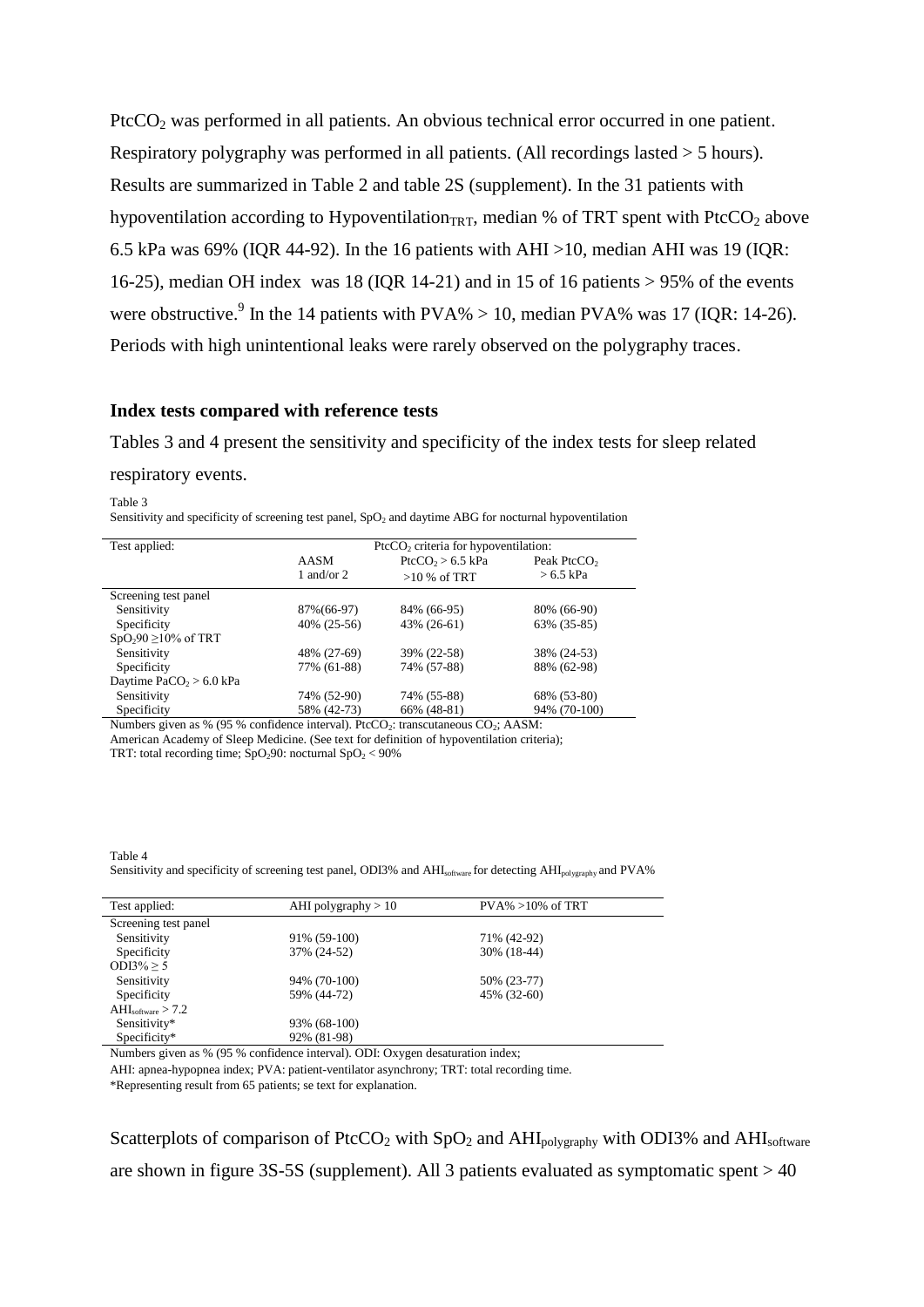$PtcCO_2$ was performed in all patients. An obvious technical error occurred in one patient. Respiratory polygraphy was performed in all patients. (All recordings lasted > 5 hours). Results are summarized in Table 2 and table 2S (supplement). In the 31 patients with hypoventilation according to $Hypoventilation_{TRT}$, median % of TRT spent with $PtcCO_2$ above 6.5 kPa was 69% (IQR 44-92). In the 16 patients with AHI >10, median AHI was 19 (IQR: 16-25), median OH index was 18 (IQR 14-21) and in 15 of 16 patients > 95% of the events were obstructive.[9] In the 14 patients with PVA% > 10, median PVA% was 17 (IQR: 14-26). Periods with high unintentional leaks were rarely observed on the polygraphy traces.

**Index tests compared with reference tests**

Tables 3 and 4 present the sensitivity and specificity of the index tests for sleep related respiratory events.

Table 3
Sensitivity and specificity of screening test panel, $SpO_2$ and daytime ABG for nocturnal hypoventilation

| Test applied: | $PtcCO_2$ criteria for hypoventilation: | | |
|---|---|---|---|
| | AASM 1 and/or 2 | $PtcCO_2$ > 6.5 kPa >10 % of TRT | Peak $PtcCO_2$ > 6.5 kPa |
| Screening test panel | | | |
| Sensitivity | 87%(66-97) | 84% (66-95) | 80% (66-90) |
| Specificity | 40% (25-56) | 43% (26-61) | 63% (35-85) |
| $SpO_2$90 ≥10% of TRT | | | |
| Sensitivity | 48% (27-69) | 39% (22-58) | 38% (24-53) |
| Specificity | 77% (61-88) | 74% (57-88) | 88% (62-98) |
| Daytime $PaCO_2$ > 6.0 kPa | | | |
| Sensitivity | 74% (52-90) | 74% (55-88) | 68% (53-80) |
| Specificity | 58% (42-73) | 66% (48-81) | 94% (70-100) |

Numbers given as % (95 % confidence interval). $PtcCO_2$: transcutaneous $CO_2$; AASM: American Academy of Sleep Medicine. (See text for definition of hypoventilation criteria); TRT: total recording time; $SpO_2$90: nocturnal $SpO_2$ < 90%

Table 4
Sensitivity and specificity of screening test panel, ODI3% and $AHI_{software}$ for detecting $AHI_{polygraphy}$ and PVA%

| Test applied: | AHI polygraphy > 10 | PVA% >10% of TRT |
|---|---|---|
| Screening test panel | | |
| Sensitivity | 91% (59-100) | 71% (42-92) |
| Specificity | 37% (24-52) | 30% (18-44) |
| ODI3% ≥ 5 | | |
| Sensitivity | 94% (70-100) | 50% (23-77) |
| Specificity | 59% (44-72) | 45% (32-60) |
| $AHI_{software}$ > 7.2 | | |
| Sensitivity* | 93% (68-100) | |
| Specificity* | 92% (81-98) | |

Numbers given as % (95 % confidence interval). ODI: Oxygen desaturation index; AHI: apnea-hypopnea index; PVA: patient-ventilator asynchrony; TRT: total recording time.
*Representing result from 65 patients; se text for explanation.

Scatterplots of comparison of $PtcCO_2$ with $SpO_2$ and $AHI_{polygraphy}$ with ODI3% and $AHI_{software}$ are shown in figure 3S-5S (supplement). All 3 patients evaluated as symptomatic spent > 40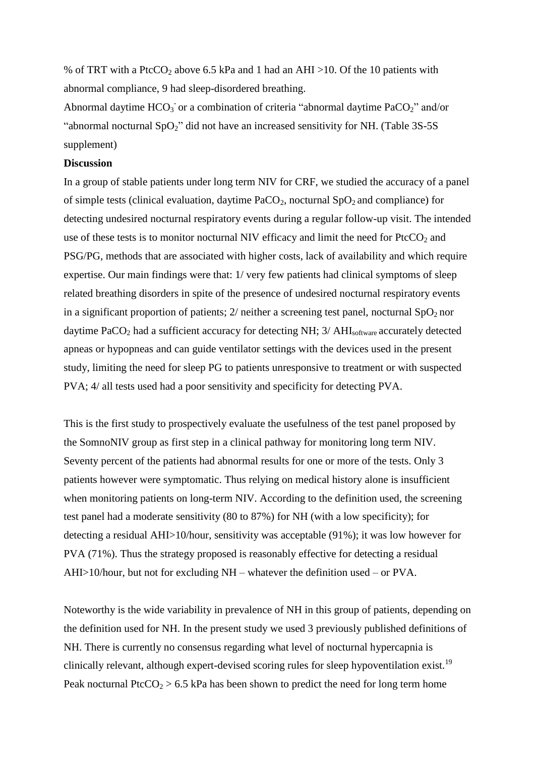% of TRT with a $PtcCO_2$ above 6.5 kPa and 1 had an AHI >10. Of the 10 patients with abnormal compliance, 9 had sleep-disordered breathing.

Abnormal daytime $HCO_3^-$ or a combination of criteria "abnormal daytime $PaCO_2$" and/or "abnormal nocturnal $SpO_2$" did not have an increased sensitivity for NH. (Table 3S-5S supplement)

**Discussion**

In a group of stable patients under long term NIV for CRF, we studied the accuracy of a panel of simple tests (clinical evaluation, daytime $PaCO_2$, nocturnal $SpO_2$ and compliance) for detecting undesired nocturnal respiratory events during a regular follow-up visit. The intended use of these tests is to monitor nocturnal NIV efficacy and limit the need for $PtcCO_2$ and PSG/PG, methods that are associated with higher costs, lack of availability and which require expertise. Our main findings were that: 1/ very few patients had clinical symptoms of sleep related breathing disorders in spite of the presence of undesired nocturnal respiratory events in a significant proportion of patients; 2/ neither a screening test panel, nocturnal $SpO_2$ nor daytime $PaCO_2$ had a sufficient accuracy for detecting NH; 3/ $AHI_{software}$ accurately detected apneas or hypopneas and can guide ventilator settings with the devices used in the present study, limiting the need for sleep PG to patients unresponsive to treatment or with suspected PVA; 4/ all tests used had a poor sensitivity and specificity for detecting PVA.

This is the first study to prospectively evaluate the usefulness of the test panel proposed by the SomnoNIV group as first step in a clinical pathway for monitoring long term NIV. Seventy percent of the patients had abnormal results for one or more of the tests. Only 3 patients however were symptomatic. Thus relying on medical history alone is insufficient when monitoring patients on long-term NIV. According to the definition used, the screening test panel had a moderate sensitivity (80 to 87%) for NH (with a low specificity); for detecting a residual AHI>10/hour, sensitivity was acceptable (91%); it was low however for PVA (71%). Thus the strategy proposed is reasonably effective for detecting a residual AHI>10/hour, but not for excluding NH – whatever the definition used – or PVA.

Noteworthy is the wide variability in prevalence of NH in this group of patients, depending on the definition used for NH. In the present study we used 3 previously published definitions of NH. There is currently no consensus regarding what level of nocturnal hypercapnia is clinically relevant, although expert-devised scoring rules for sleep hypoventilation exist.[19] Peak nocturnal $PtcCO_2$ > 6.5 kPa has been shown to predict the need for long term home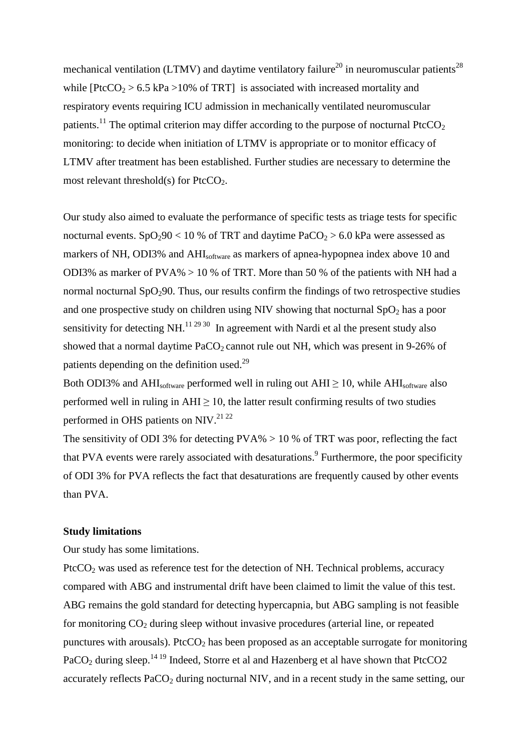mechanical ventilation (LTMV) and daytime ventilatory failure[20] in neuromuscular patients[28] while [$PtcCO_2$ > 6.5 kPa >10% of TRT] is associated with increased mortality and respiratory events requiring ICU admission in mechanically ventilated neuromuscular patients.[11] The optimal criterion may differ according to the purpose of nocturnal $PtcCO_2$ monitoring: to decide when initiation of LTMV is appropriate or to monitor efficacy of LTMV after treatment has been established. Further studies are necessary to determine the most relevant threshold(s) for $PtcCO_2$.

Our study also aimed to evaluate the performance of specific tests as triage tests for specific nocturnal events. $SpO_2$90 < 10 % of TRT and daytime $PaCO_2$ > 6.0 kPa were assessed as markers of NH, ODI3% and $AHI_{software}$ as markers of apnea-hypopnea index above 10 and ODI3% as marker of PVA% > 10 % of TRT. More than 50 % of the patients with NH had a normal nocturnal $SpO_2$90. Thus, our results confirm the findings of two retrospective studies and one prospective study on children using NIV showing that nocturnal $SpO_2$ has a poor sensitivity for detecting NH.[11 29 30] In agreement with Nardi et al the present study also showed that a normal daytime $PaCO_2$ cannot rule out NH, which was present in 9-26% of patients depending on the definition used.[29]

Both ODI3% and $AHI_{software}$ performed well in ruling out AHI ≥ 10, while $AHI_{software}$ also performed well in ruling in AHI ≥ 10, the latter result confirming results of two studies performed in OHS patients on NIV.[21 22]

The sensitivity of ODI 3% for detecting PVA% > 10 % of TRT was poor, reflecting the fact that PVA events were rarely associated with desaturations.[9] Furthermore, the poor specificity of ODI 3% for PVA reflects the fact that desaturations are frequently caused by other events than PVA.

**Study limitations**

Our study has some limitations.

$PtcCO_2$ was used as reference test for the detection of NH. Technical problems, accuracy compared with ABG and instrumental drift have been claimed to limit the value of this test. ABG remains the gold standard for detecting hypercapnia, but ABG sampling is not feasible for monitoring $CO_2$ during sleep without invasive procedures (arterial line, or repeated punctures with arousals). $PtcCO_2$ has been proposed as an acceptable surrogate for monitoring $PaCO_2$ during sleep.[14 19] Indeed, Storre et al and Hazenberg et al have shown that PtcCO2 accurately reflects $PaCO_2$ during nocturnal NIV, and in a recent study in the same setting, our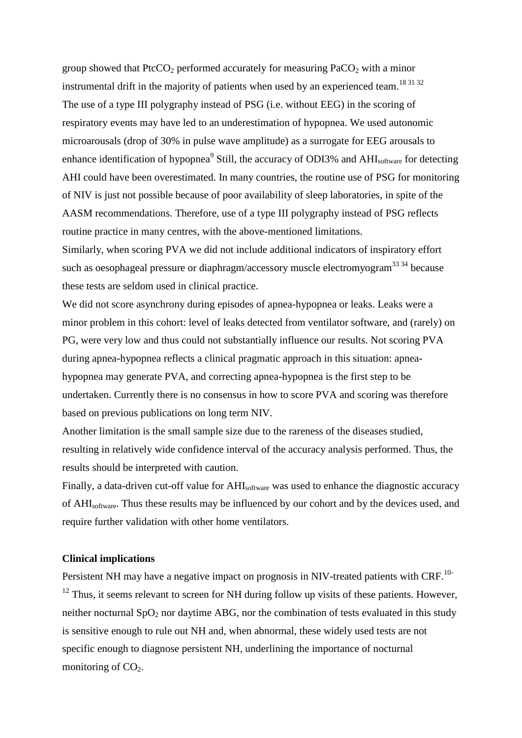group showed that $PtcCO_2$ performed accurately for measuring $PaCO_2$ with a minor instrumental drift in the majority of patients when used by an experienced team.[18 31 32]

The use of a type III polygraphy instead of PSG (i.e. without EEG) in the scoring of respiratory events may have led to an underestimation of hypopnea. We used autonomic microarousals (drop of 30% in pulse wave amplitude) as a surrogate for EEG arousals to enhance identification of hypopnea[9] Still, the accuracy of ODI3% and $AHI_{software}$ for detecting AHI could have been overestimated. In many countries, the routine use of PSG for monitoring of NIV is just not possible because of poor availability of sleep laboratories, in spite of the AASM recommendations. Therefore, use of a type III polygraphy instead of PSG reflects routine practice in many centres, with the above-mentioned limitations.

Similarly, when scoring PVA we did not include additional indicators of inspiratory effort such as oesophageal pressure or diaphragm/accessory muscle electromyogram[33 34] because these tests are seldom used in clinical practice.

We did not score asynchrony during episodes of apnea-hypopnea or leaks. Leaks were a minor problem in this cohort: level of leaks detected from ventilator software, and (rarely) on PG, were very low and thus could not substantially influence our results. Not scoring PVA during apnea-hypopnea reflects a clinical pragmatic approach in this situation: apnea-hypopnea may generate PVA, and correcting apnea-hypopnea is the first step to be undertaken. Currently there is no consensus in how to score PVA and scoring was therefore based on previous publications on long term NIV.

Another limitation is the small sample size due to the rareness of the diseases studied, resulting in relatively wide confidence interval of the accuracy analysis performed. Thus, the results should be interpreted with caution.

Finally, a data-driven cut-off value for $AHI_{software}$ was used to enhance the diagnostic accuracy of $AHI_{software}$. Thus these results may be influenced by our cohort and by the devices used, and require further validation with other home ventilators.

**Clinical implications**

Persistent NH may have a negative impact on prognosis in NIV-treated patients with CRF.[10-12] Thus, it seems relevant to screen for NH during follow up visits of these patients. However, neither nocturnal $SpO_2$ nor daytime ABG, nor the combination of tests evaluated in this study is sensitive enough to rule out NH and, when abnormal, these widely used tests are not specific enough to diagnose persistent NH, underlining the importance of nocturnal monitoring of $CO_2$.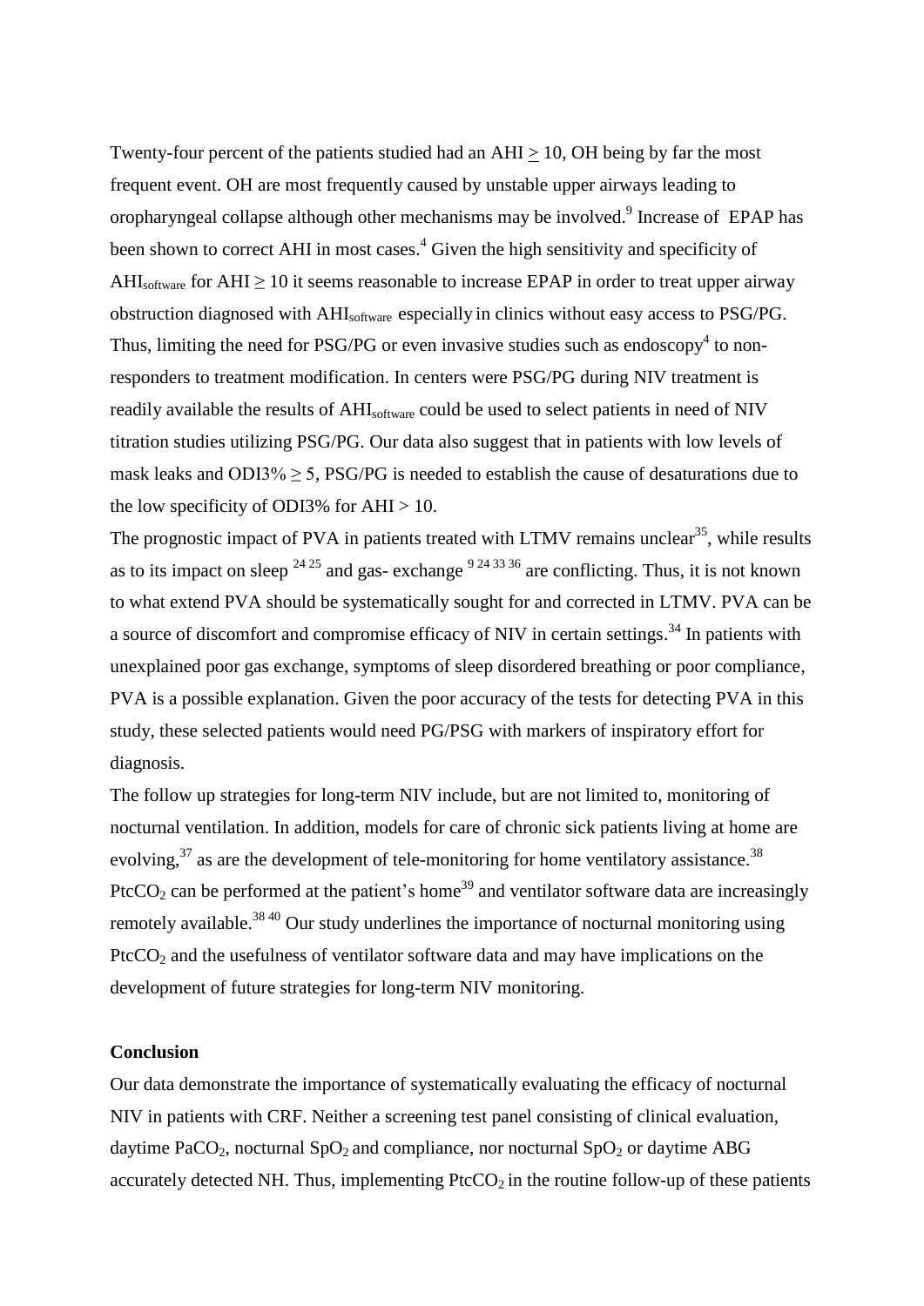Twenty-four percent of the patients studied had an AHI $\geq$ 10, OH being by far the most frequent event. OH are most frequently caused by unstable upper airways leading to oropharyngeal collapse although other mechanisms may be involved.[9] Increase of EPAP has been shown to correct AHI in most cases.[4] Given the high sensitivity and specificity of $AHI_{software}$ for AHI $\geq$ 10 it seems reasonable to increase EPAP in order to treat upper airway obstruction diagnosed with $AHI_{software}$ especially in clinics without easy access to PSG/PG. Thus, limiting the need for PSG/PG or even invasive studies such as endoscopy[4] to non-responders to treatment modification. In centers were PSG/PG during NIV treatment is readily available the results of $AHI_{software}$ could be used to select patients in need of NIV titration studies utilizing PSG/PG. Our data also suggest that in patients with low levels of mask leaks and ODI3% $\geq$ 5, PSG/PG is needed to establish the cause of desaturations due to the low specificity of ODI3% for AHI > 10.

The prognostic impact of PVA in patients treated with LTMV remains unclear[35], while results as to its impact on sleep [24 25] and gas- exchange [9 24 33 36] are conflicting. Thus, it is not known to what extend PVA should be systematically sought for and corrected in LTMV. PVA can be a source of discomfort and compromise efficacy of NIV in certain settings.[34] In patients with unexplained poor gas exchange, symptoms of sleep disordered breathing or poor compliance, PVA is a possible explanation. Given the poor accuracy of the tests for detecting PVA in this study, these selected patients would need PG/PSG with markers of inspiratory effort for diagnosis.

The follow up strategies for long-term NIV include, but are not limited to, monitoring of nocturnal ventilation. In addition, models for care of chronic sick patients living at home are evolving,[37] as are the development of tele-monitoring for home ventilatory assistance.[38] $PtcCO_2$ can be performed at the patient's home[39] and ventilator software data are increasingly remotely available.[38 40] Our study underlines the importance of nocturnal monitoring using $PtcCO_2$ and the usefulness of ventilator software data and may have implications on the development of future strategies for long-term NIV monitoring.

## Conclusion

Our data demonstrate the importance of systematically evaluating the efficacy of nocturnal NIV in patients with CRF. Neither a screening test panel consisting of clinical evaluation, daytime $PaCO_2$, nocturnal $SpO_2$ and compliance, nor nocturnal $SpO_2$ or daytime ABG accurately detected NH. Thus, implementing $PtcCO_2$ in the routine follow-up of these patients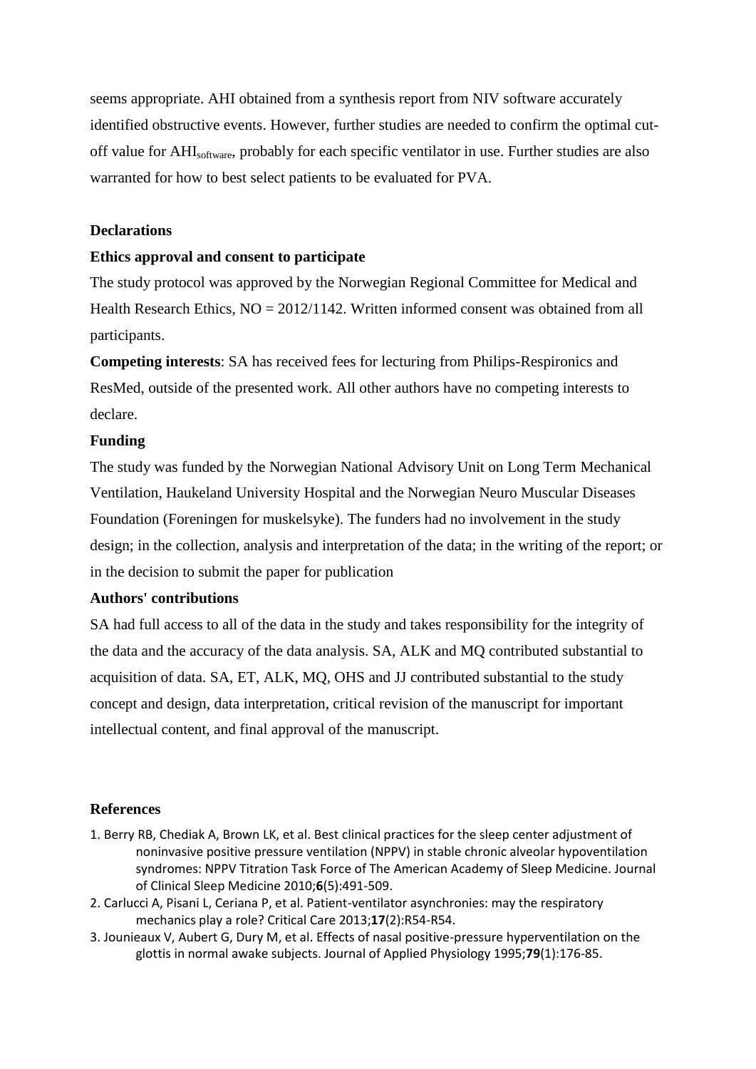seems appropriate. AHI obtained from a synthesis report from NIV software accurately identified obstructive events. However, further studies are needed to confirm the optimal cut-off value for $AHI_{software}$, probably for each specific ventilator in use. Further studies are also warranted for how to best select patients to be evaluated for PVA.

## Declarations

### Ethics approval and consent to participate

The study protocol was approved by the Norwegian Regional Committee for Medical and Health Research Ethics, NO = 2012/1142. Written informed consent was obtained from all participants.

**Competing interests**: SA has received fees for lecturing from Philips-Respironics and ResMed, outside of the presented work. All other authors have no competing interests to declare.

### Funding

The study was funded by the Norwegian National Advisory Unit on Long Term Mechanical Ventilation, Haukeland University Hospital and the Norwegian Neuro Muscular Diseases Foundation (Foreningen for muskelsyke). The funders had no involvement in the study design; in the collection, analysis and interpretation of the data; in the writing of the report; or in the decision to submit the paper for publication

### Authors' contributions

SA had full access to all of the data in the study and takes responsibility for the integrity of the data and the accuracy of the data analysis. SA, ALK and MQ contributed substantial to acquisition of data. SA, ET, ALK, MQ, OHS and JJ contributed substantial to the study concept and design, data interpretation, critical revision of the manuscript for important intellectual content, and final approval of the manuscript.

## References

1. Berry RB, Chediak A, Brown LK, et al. Best clinical practices for the sleep center adjustment of noninvasive positive pressure ventilation (NPPV) in stable chronic alveolar hypoventilation syndromes: NPPV Titration Task Force of The American Academy of Sleep Medicine. Journal of Clinical Sleep Medicine 2010;**6**(5):491-509.
2. Carlucci A, Pisani L, Ceriana P, et al. Patient-ventilator asynchronies: may the respiratory mechanics play a role? Critical Care 2013;**17**(2):R54-R54.
3. Jounieaux V, Aubert G, Dury M, et al. Effects of nasal positive-pressure hyperventilation on the glottis in normal awake subjects. Journal of Applied Physiology 1995;**79**(1):176-85.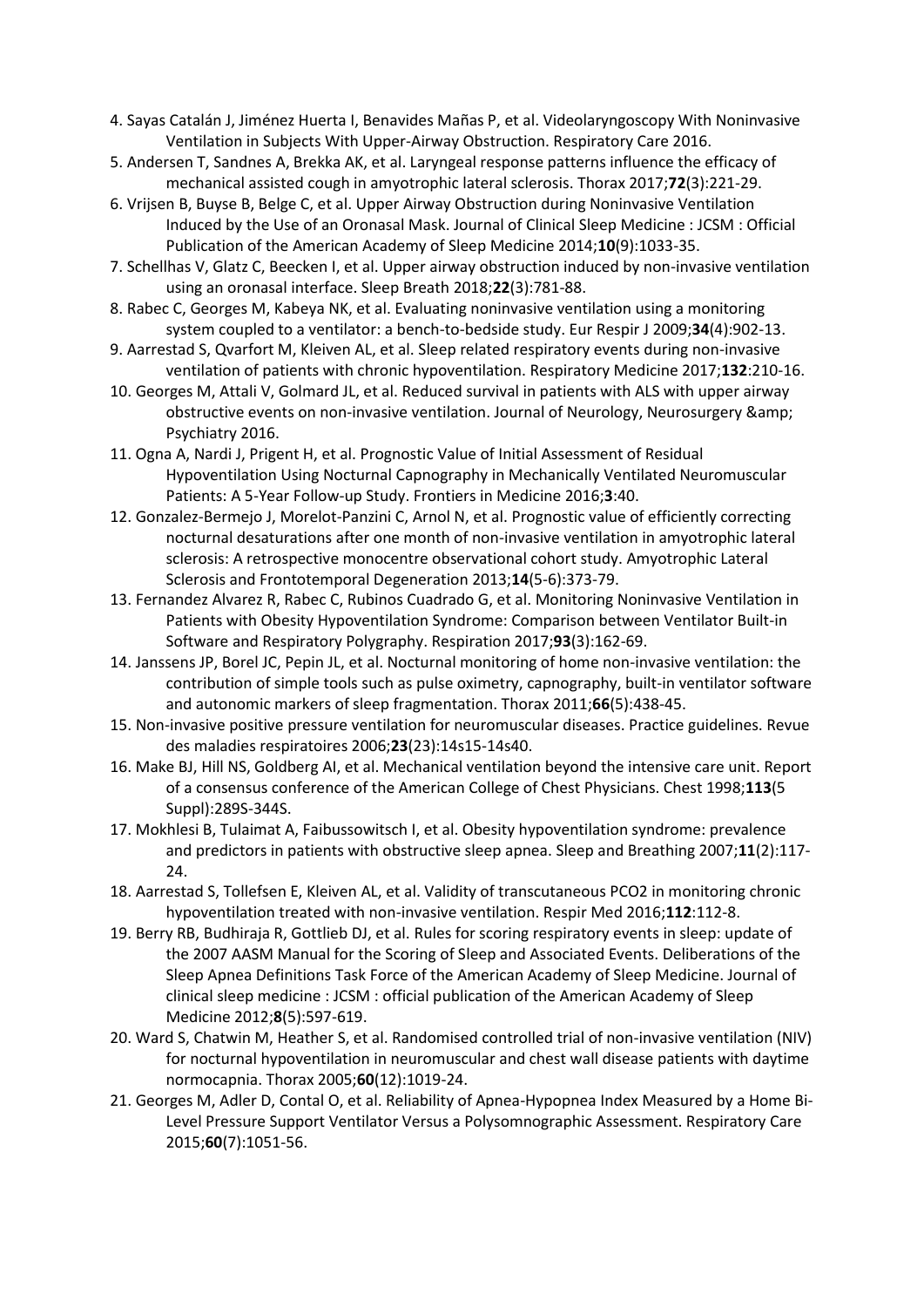4. Sayas Catalán J, Jiménez Huerta I, Benavides Mañas P, et al. Videolaryngoscopy With Noninvasive Ventilation in Subjects With Upper-Airway Obstruction. Respiratory Care 2016.
5. Andersen T, Sandnes A, Brekka AK, et al. Laryngeal response patterns influence the efficacy of mechanical assisted cough in amyotrophic lateral sclerosis. Thorax 2017;**72**(3):221-29.
6. Vrijsen B, Buyse B, Belge C, et al. Upper Airway Obstruction during Noninvasive Ventilation Induced by the Use of an Oronasal Mask. Journal of Clinical Sleep Medicine : JCSM : Official Publication of the American Academy of Sleep Medicine 2014;**10**(9):1033-35.
7. Schellhas V, Glatz C, Beecken I, et al. Upper airway obstruction induced by non-invasive ventilation using an oronasal interface. Sleep Breath 2018;**22**(3):781-88.
8. Rabec C, Georges M, Kabeya NK, et al. Evaluating noninvasive ventilation using a monitoring system coupled to a ventilator: a bench-to-bedside study. Eur Respir J 2009;**34**(4):902-13.
9. Aarrestad S, Qvarfort M, Kleiven AL, et al. Sleep related respiratory events during non-invasive ventilation of patients with chronic hypoventilation. Respiratory Medicine 2017;**132**:210-16.
10. Georges M, Attali V, Golmard JL, et al. Reduced survival in patients with ALS with upper airway obstructive events on non-invasive ventilation. Journal of Neurology, Neurosurgery &amp; Psychiatry 2016.
11. Ogna A, Nardi J, Prigent H, et al. Prognostic Value of Initial Assessment of Residual Hypoventilation Using Nocturnal Capnography in Mechanically Ventilated Neuromuscular Patients: A 5-Year Follow-up Study. Frontiers in Medicine 2016;**3**:40.
12. Gonzalez-Bermejo J, Morelot-Panzini C, Arnol N, et al. Prognostic value of efficiently correcting nocturnal desaturations after one month of non-invasive ventilation in amyotrophic lateral sclerosis: A retrospective monocentre observational cohort study. Amyotrophic Lateral Sclerosis and Frontotemporal Degeneration 2013;**14**(5-6):373-79.
13. Fernandez Alvarez R, Rabec C, Rubinos Cuadrado G, et al. Monitoring Noninvasive Ventilation in Patients with Obesity Hypoventilation Syndrome: Comparison between Ventilator Built-in Software and Respiratory Polygraphy. Respiration 2017;**93**(3):162-69.
14. Janssens JP, Borel JC, Pepin JL, et al. Nocturnal monitoring of home non-invasive ventilation: the contribution of simple tools such as pulse oximetry, capnography, built-in ventilator software and autonomic markers of sleep fragmentation. Thorax 2011;**66**(5):438-45.
15. Non-invasive positive pressure ventilation for neuromuscular diseases. Practice guidelines. Revue des maladies respiratoires 2006;**23**(23):14s15-14s40.
16. Make BJ, Hill NS, Goldberg AI, et al. Mechanical ventilation beyond the intensive care unit. Report of a consensus conference of the American College of Chest Physicians. Chest 1998;**113**(5 Suppl):289S-344S.
17. Mokhlesi B, Tulaimat A, Faibussowitsch I, et al. Obesity hypoventilation syndrome: prevalence and predictors in patients with obstructive sleep apnea. Sleep and Breathing 2007;**11**(2):117-24.
18. Aarrestad S, Tollefsen E, Kleiven AL, et al. Validity of transcutaneous PCO2 in monitoring chronic hypoventilation treated with non-invasive ventilation. Respir Med 2016;**112**:112-8.
19. Berry RB, Budhiraja R, Gottlieb DJ, et al. Rules for scoring respiratory events in sleep: update of the 2007 AASM Manual for the Scoring of Sleep and Associated Events. Deliberations of the Sleep Apnea Definitions Task Force of the American Academy of Sleep Medicine. Journal of clinical sleep medicine : JCSM : official publication of the American Academy of Sleep Medicine 2012;**8**(5):597-619.
20. Ward S, Chatwin M, Heather S, et al. Randomised controlled trial of non-invasive ventilation (NIV) for nocturnal hypoventilation in neuromuscular and chest wall disease patients with daytime normocapnia. Thorax 2005;**60**(12):1019-24.
21. Georges M, Adler D, Contal O, et al. Reliability of Apnea-Hypopnea Index Measured by a Home Bi-Level Pressure Support Ventilator Versus a Polysomnographic Assessment. Respiratory Care 2015;**60**(7):1051-56.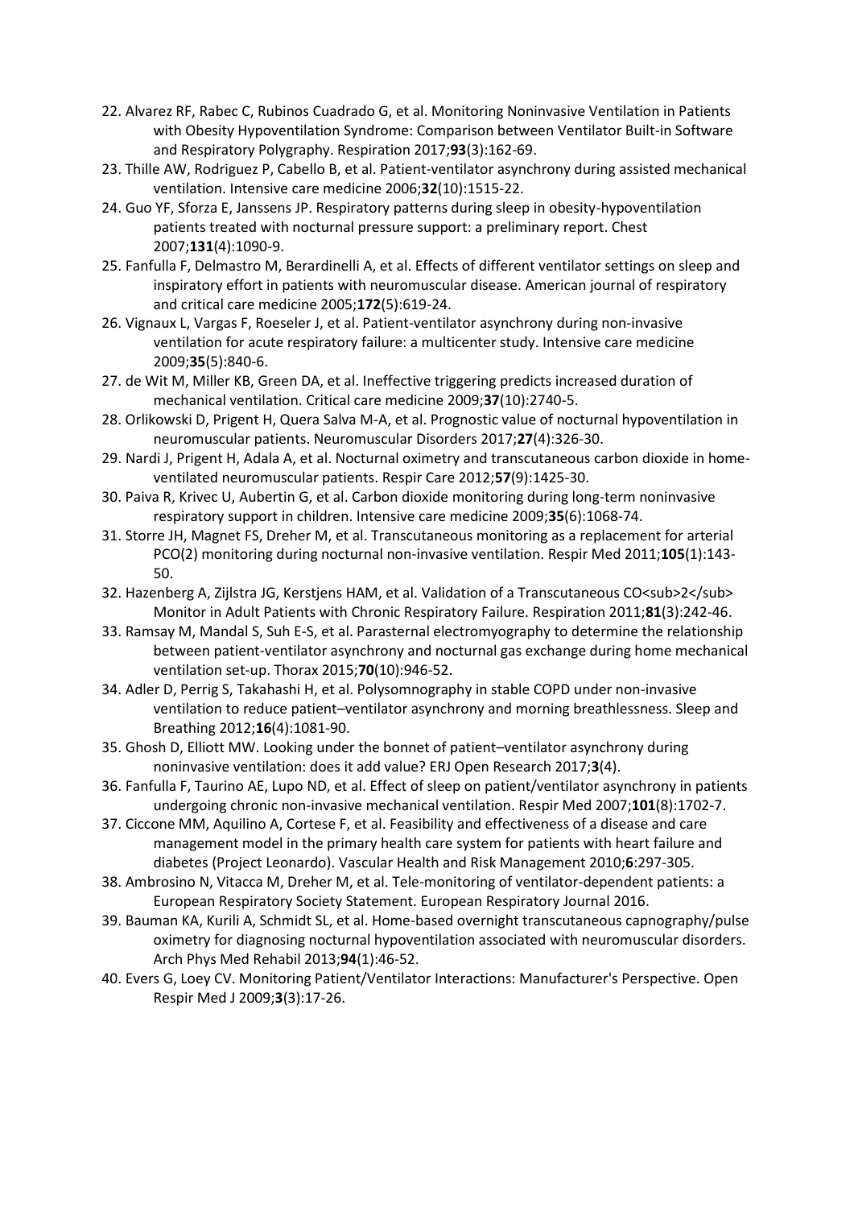22. Alvarez RF, Rabec C, Rubinos Cuadrado G, et al. Monitoring Noninvasive Ventilation in Patients with Obesity Hypoventilation Syndrome: Comparison between Ventilator Built-in Software and Respiratory Polygraphy. Respiration 2017;**93**(3):162-69.
23. Thille AW, Rodriguez P, Cabello B, et al. Patient-ventilator asynchrony during assisted mechanical ventilation. Intensive care medicine 2006;**32**(10):1515-22.
24. Guo YF, Sforza E, Janssens JP. Respiratory patterns during sleep in obesity-hypoventilation patients treated with nocturnal pressure support: a preliminary report. Chest 2007;**131**(4):1090-9.
25. Fanfulla F, Delmastro M, Berardinelli A, et al. Effects of different ventilator settings on sleep and inspiratory effort in patients with neuromuscular disease. American journal of respiratory and critical care medicine 2005;**172**(5):619-24.
26. Vignaux L, Vargas F, Roeseler J, et al. Patient-ventilator asynchrony during non-invasive ventilation for acute respiratory failure: a multicenter study. Intensive care medicine 2009;**35**(5):840-6.
27. de Wit M, Miller KB, Green DA, et al. Ineffective triggering predicts increased duration of mechanical ventilation. Critical care medicine 2009;**37**(10):2740-5.
28. Orlikowski D, Prigent H, Quera Salva M-A, et al. Prognostic value of nocturnal hypoventilation in neuromuscular patients. Neuromuscular Disorders 2017;**27**(4):326-30.
29. Nardi J, Prigent H, Adala A, et al. Nocturnal oximetry and transcutaneous carbon dioxide in home-ventilated neuromuscular patients. Respir Care 2012;**57**(9):1425-30.
30. Paiva R, Krivec U, Aubertin G, et al. Carbon dioxide monitoring during long-term noninvasive respiratory support in children. Intensive care medicine 2009;**35**(6):1068-74.
31. Storre JH, Magnet FS, Dreher M, et al. Transcutaneous monitoring as a replacement for arterial PCO(2) monitoring during nocturnal non-invasive ventilation. Respir Med 2011;**105**(1):143-50.
32. Hazenberg A, Zijlstra JG, Kerstjens HAM, et al. Validation of a Transcutaneous CO<sub>2</sub> Monitor in Adult Patients with Chronic Respiratory Failure. Respiration 2011;**81**(3):242-46.
33. Ramsay M, Mandal S, Suh E-S, et al. Parasternal electromyography to determine the relationship between patient-ventilator asynchrony and nocturnal gas exchange during home mechanical ventilation set-up. Thorax 2015;**70**(10):946-52.
34. Adler D, Perrig S, Takahashi H, et al. Polysomnography in stable COPD under non-invasive ventilation to reduce patient–ventilator asynchrony and morning breathlessness. Sleep and Breathing 2012;**16**(4):1081-90.
35. Ghosh D, Elliott MW. Looking under the bonnet of patient–ventilator asynchrony during noninvasive ventilation: does it add value? ERJ Open Research 2017;**3**(4).
36. Fanfulla F, Taurino AE, Lupo ND, et al. Effect of sleep on patient/ventilator asynchrony in patients undergoing chronic non-invasive mechanical ventilation. Respir Med 2007;**101**(8):1702-7.
37. Ciccone MM, Aquilino A, Cortese F, et al. Feasibility and effectiveness of a disease and care management model in the primary health care system for patients with heart failure and diabetes (Project Leonardo). Vascular Health and Risk Management 2010;**6**:297-305.
38. Ambrosino N, Vitacca M, Dreher M, et al. Tele-monitoring of ventilator-dependent patients: a European Respiratory Society Statement. European Respiratory Journal 2016.
39. Bauman KA, Kurili A, Schmidt SL, et al. Home-based overnight transcutaneous capnography/pulse oximetry for diagnosing nocturnal hypoventilation associated with neuromuscular disorders. Arch Phys Med Rehabil 2013;**94**(1):46-52.
40. Evers G, Loey CV. Monitoring Patient/Ventilator Interactions: Manufacturer's Perspective. Open Respir Med J 2009;**3**(3):17-26.